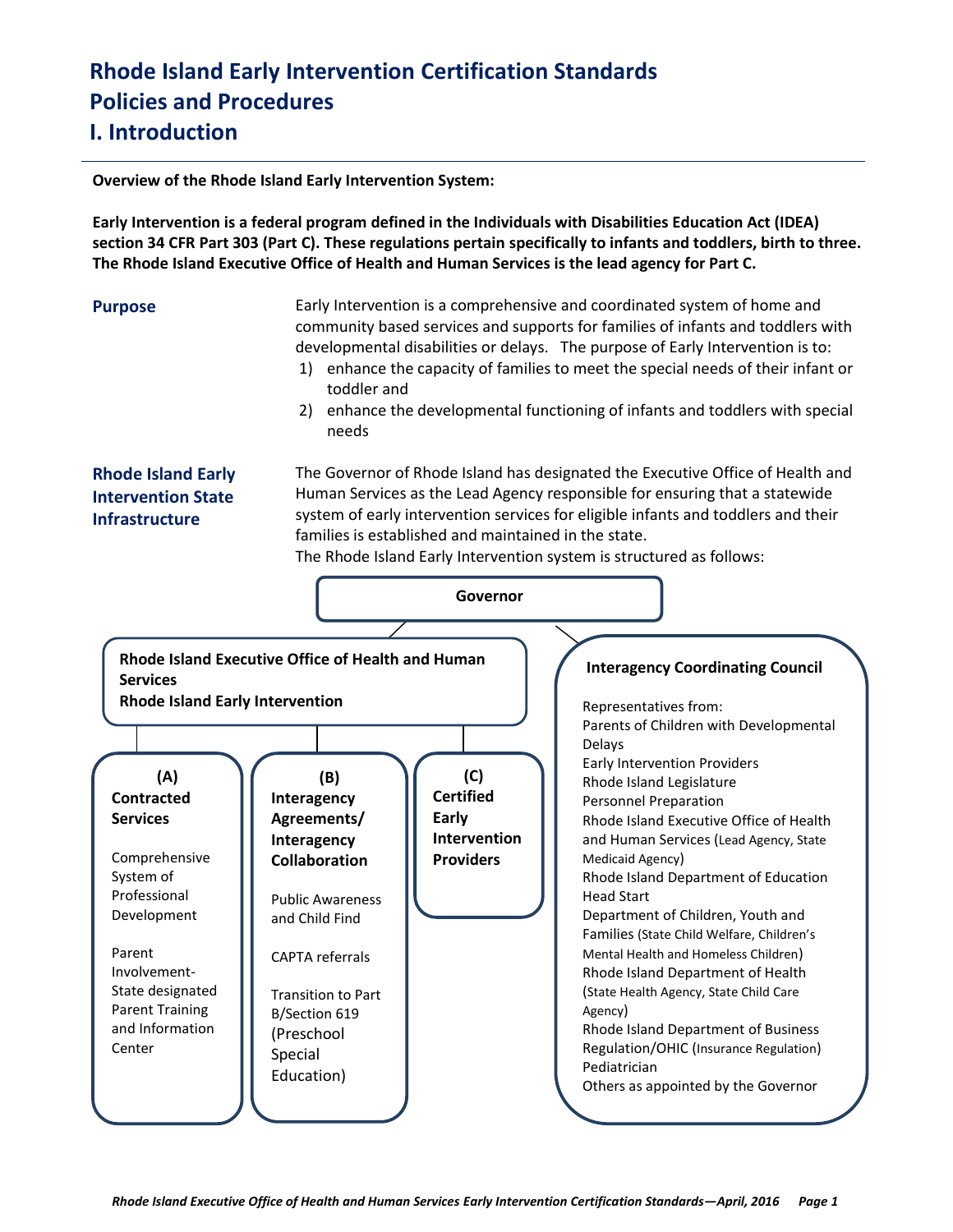# Rhode Island Early Intervention Certification Standards
# Policies and Procedures
# I. Introduction

**Overview of the Rhode Island Early Intervention System:**

**Early Intervention is a federal program defined in the Individuals with Disabilities Education Act (IDEA) section 34 CFR Part 303 (Part C). These regulations pertain specifically to infants and toddlers, birth to three. The Rhode Island Executive Office of Health and Human Services is the lead agency for Part C.**

## Purpose

Early Intervention is a comprehensive and coordinated system of home and community based services and supports for families of infants and toddlers with developmental disabilities or delays. The purpose of Early Intervention is to:

1) enhance the capacity of families to meet the special needs of their infant or toddler and
2) enhance the developmental functioning of infants and toddlers with special needs

## Rhode Island Early Intervention State Infrastructure

The Governor of Rhode Island has designated the Executive Office of Health and Human Services as the Lead Agency responsible for ensuring that a statewide system of early intervention services for eligible infants and toddlers and their families is established and maintained in the state.

The Rhode Island Early Intervention system is structured as follows:

**Governor**

- **Rhode Island Executive Office of Health and Human Services / Rhode Island Early Intervention**
  - **(A) Contracted Services**
    - Comprehensive System of Professional Development
    - Parent Involvement- State designated Parent Training and Information Center
  - **(B) Interagency Agreements/ Interagency Collaboration**
    - Public Awareness and Child Find
    - CAPTA referrals
    - Transition to Part B/Section 619 (Preschool Special Education)
  - **(C) Certified Early Intervention Providers**
- **Interagency Coordinating Council**

  Representatives from:
  - Parents of Children with Developmental Delays
  - Early Intervention Providers
  - Rhode Island Legislature
  - Personnel Preparation
  - Rhode Island Executive Office of Health and Human Services (Lead Agency, State Medicaid Agency)
  - Rhode Island Department of Education
  - Head Start
  - Department of Children, Youth and Families (State Child Welfare, Children's Mental Health and Homeless Children)
  - Rhode Island Department of Health (State Health Agency, State Child Care Agency)
  - Rhode Island Department of Business Regulation/OHIC (Insurance Regulation)
  - Pediatrician
  - Others as appointed by the Governor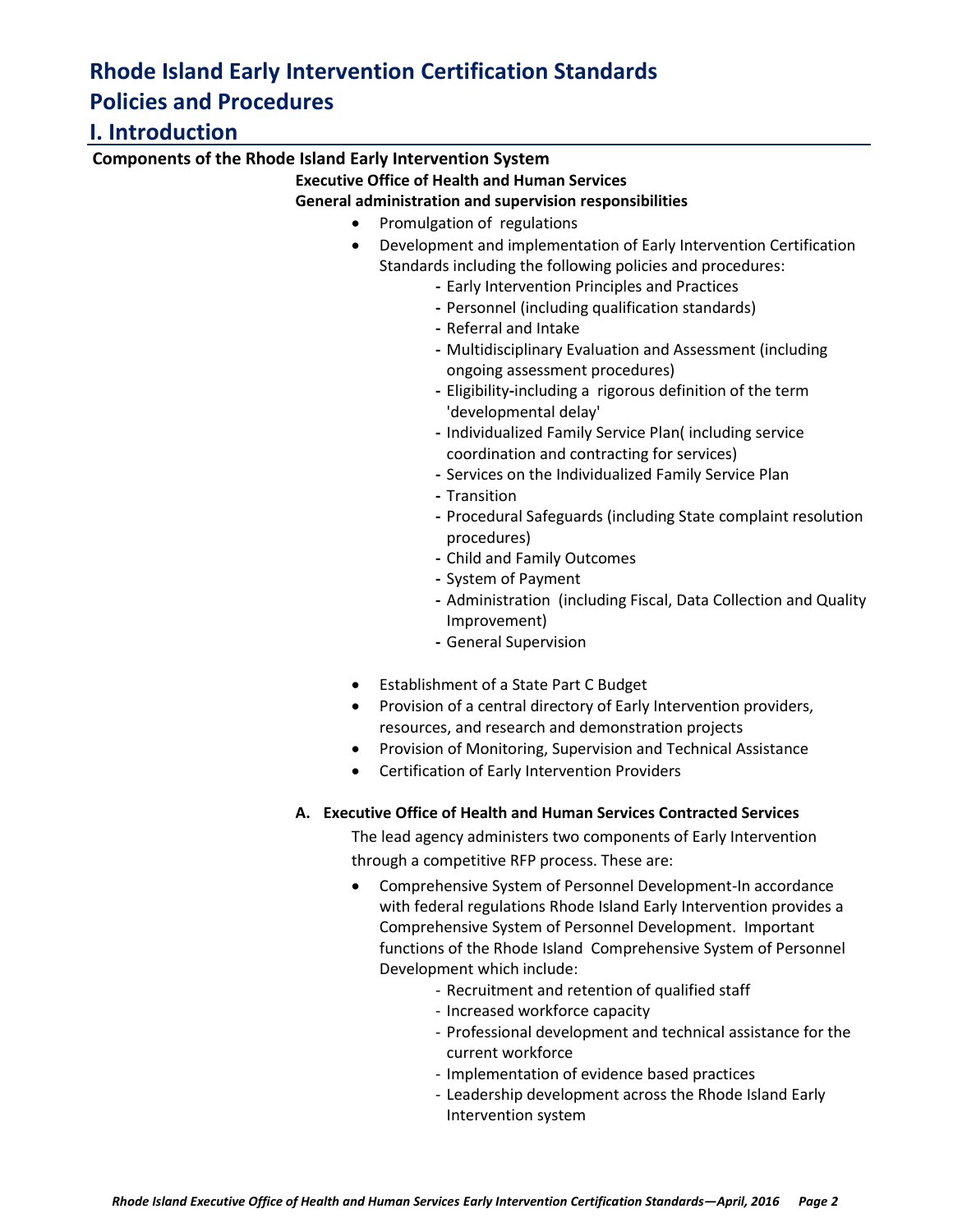# Rhode Island Early Intervention Certification Standards

# Policies and Procedures

## I. Introduction

**Components of the Rhode Island Early Intervention System**

**Executive Office of Health and Human Services**

**General administration and supervision responsibilities**

- Promulgation of regulations
- Development and implementation of Early Intervention Certification Standards including the following policies and procedures:
  - Early Intervention Principles and Practices
  - Personnel (including qualification standards)
  - Referral and Intake
  - Multidisciplinary Evaluation and Assessment (including ongoing assessment procedures)
  - Eligibility-including a rigorous definition of the term 'developmental delay'
  - Individualized Family Service Plan( including service coordination and contracting for services)
  - Services on the Individualized Family Service Plan
  - Transition
  - Procedural Safeguards (including State complaint resolution procedures)
  - Child and Family Outcomes
  - System of Payment
  - Administration (including Fiscal, Data Collection and Quality Improvement)
  - General Supervision
- Establishment of a State Part C Budget
- Provision of a central directory of Early Intervention providers, resources, and research and demonstration projects
- Provision of Monitoring, Supervision and Technical Assistance
- Certification of Early Intervention Providers

**A. Executive Office of Health and Human Services Contracted Services**

The lead agency administers two components of Early Intervention through a competitive RFP process. These are:

- Comprehensive System of Personnel Development-In accordance with federal regulations Rhode Island Early Intervention provides a Comprehensive System of Personnel Development. Important functions of the Rhode Island Comprehensive System of Personnel Development which include:
  - Recruitment and retention of qualified staff
  - Increased workforce capacity
  - Professional development and technical assistance for the current workforce
  - Implementation of evidence based practices
  - Leadership development across the Rhode Island Early Intervention system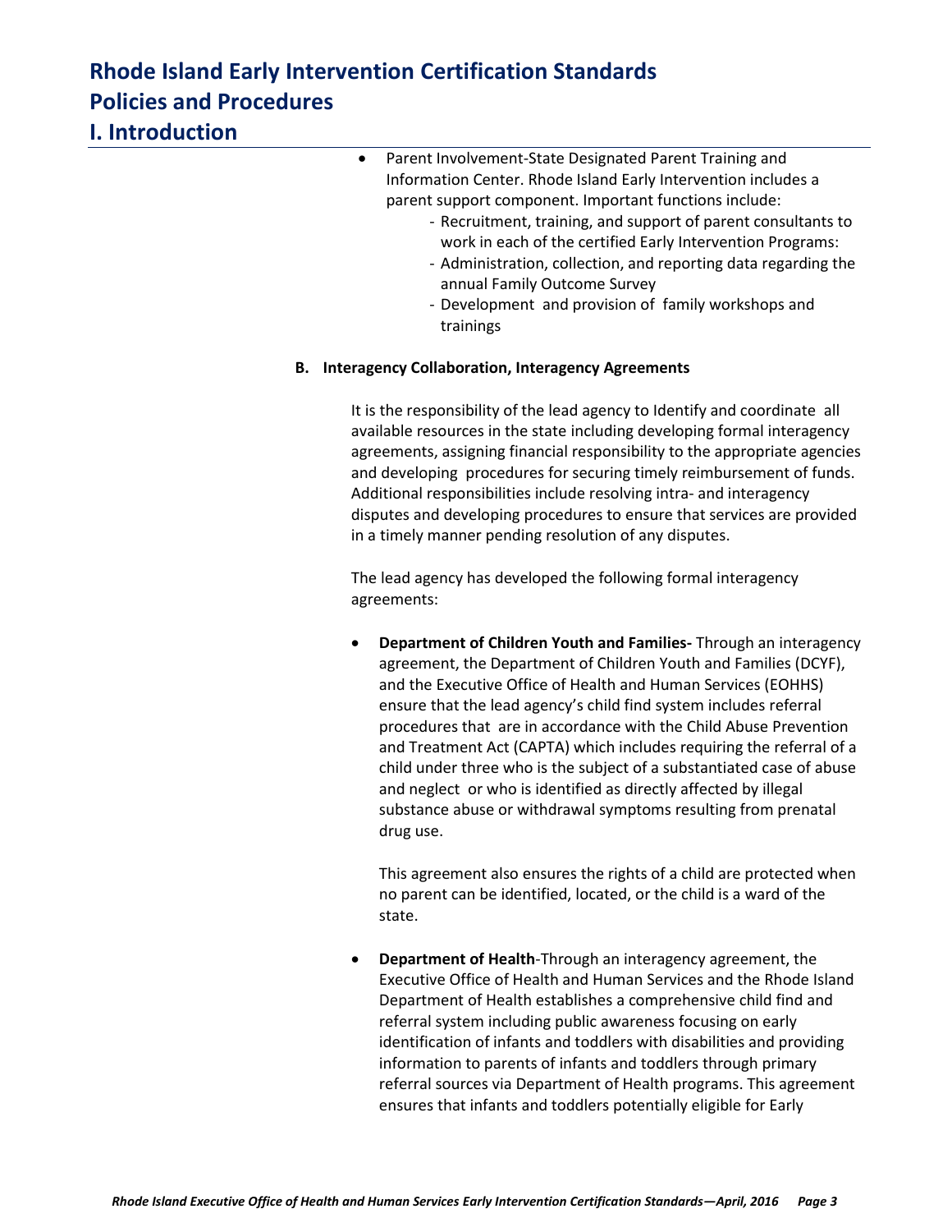- Parent Involvement-State Designated Parent Training and Information Center. Rhode Island Early Intervention includes a parent support component. Important functions include:
  - Recruitment, training, and support of parent consultants to work in each of the certified Early Intervention Programs:
  - Administration, collection, and reporting data regarding the annual Family Outcome Survey
  - Development and provision of family workshops and trainings

**B. Interagency Collaboration, Interagency Agreements**

It is the responsibility of the lead agency to Identify and coordinate all available resources in the state including developing formal interagency agreements, assigning financial responsibility to the appropriate agencies and developing procedures for securing timely reimbursement of funds. Additional responsibilities include resolving intra- and interagency disputes and developing procedures to ensure that services are provided in a timely manner pending resolution of any disputes.

The lead agency has developed the following formal interagency agreements:

- **Department of Children Youth and Families-** Through an interagency agreement, the Department of Children Youth and Families (DCYF), and the Executive Office of Health and Human Services (EOHHS) ensure that the lead agency's child find system includes referral procedures that are in accordance with the Child Abuse Prevention and Treatment Act (CAPTA) which includes requiring the referral of a child under three who is the subject of a substantiated case of abuse and neglect or who is identified as directly affected by illegal substance abuse or withdrawal symptoms resulting from prenatal drug use.

  This agreement also ensures the rights of a child are protected when no parent can be identified, located, or the child is a ward of the state.

- **Department of Health**-Through an interagency agreement, the Executive Office of Health and Human Services and the Rhode Island Department of Health establishes a comprehensive child find and referral system including public awareness focusing on early identification of infants and toddlers with disabilities and providing information to parents of infants and toddlers through primary referral sources via Department of Health programs. This agreement ensures that infants and toddlers potentially eligible for Early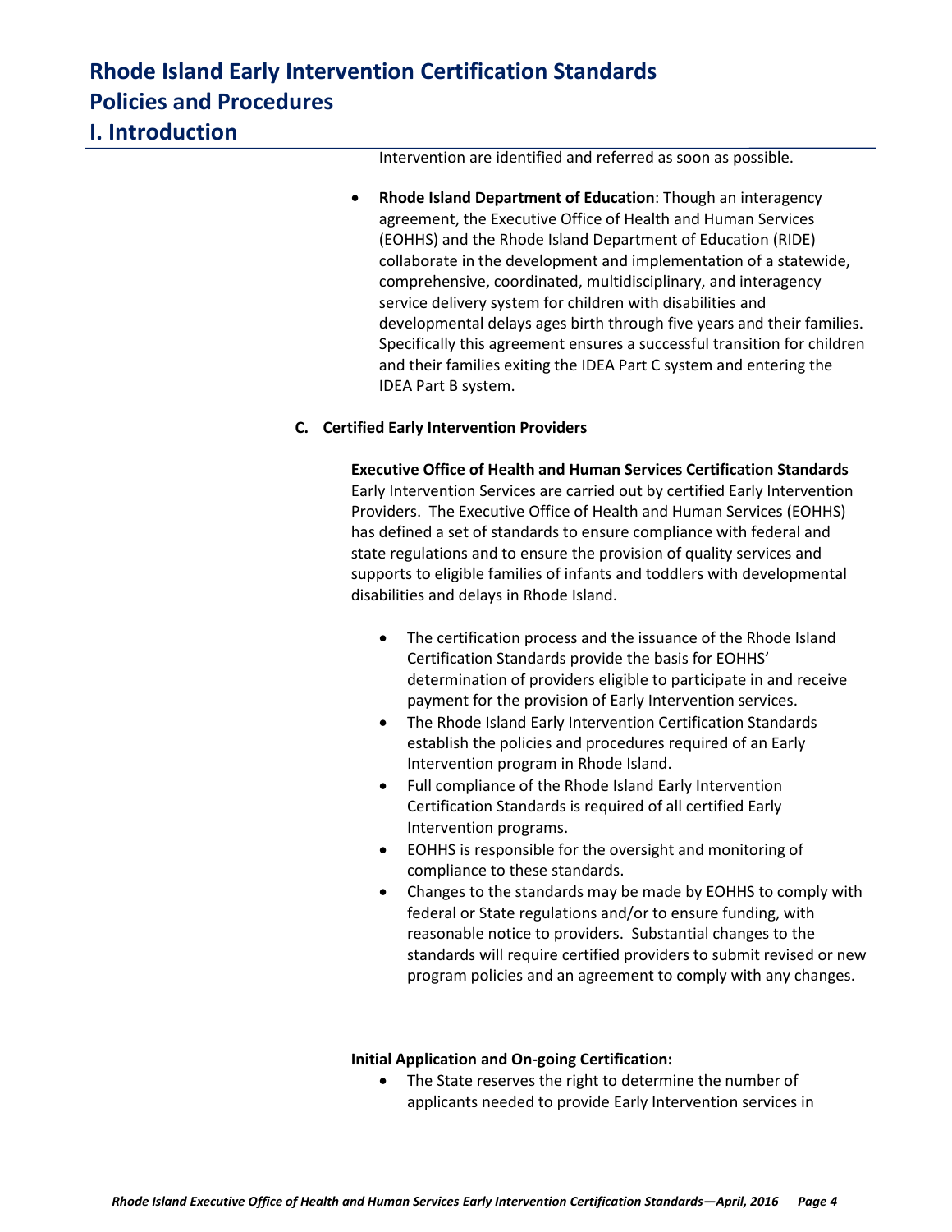Intervention are identified and referred as soon as possible.

- **Rhode Island Department of Education**: Though an interagency agreement, the Executive Office of Health and Human Services (EOHHS) and the Rhode Island Department of Education (RIDE) collaborate in the development and implementation of a statewide, comprehensive, coordinated, multidisciplinary, and interagency service delivery system for children with disabilities and developmental delays ages birth through five years and their families. Specifically this agreement ensures a successful transition for children and their families exiting the IDEA Part C system and entering the IDEA Part B system.

### C. Certified Early Intervention Providers

**Executive Office of Health and Human Services Certification Standards**

Early Intervention Services are carried out by certified Early Intervention Providers. The Executive Office of Health and Human Services (EOHHS) has defined a set of standards to ensure compliance with federal and state regulations and to ensure the provision of quality services and supports to eligible families of infants and toddlers with developmental disabilities and delays in Rhode Island.

- The certification process and the issuance of the Rhode Island Certification Standards provide the basis for EOHHS' determination of providers eligible to participate in and receive payment for the provision of Early Intervention services.
- The Rhode Island Early Intervention Certification Standards establish the policies and procedures required of an Early Intervention program in Rhode Island.
- Full compliance of the Rhode Island Early Intervention Certification Standards is required of all certified Early Intervention programs.
- EOHHS is responsible for the oversight and monitoring of compliance to these standards.
- Changes to the standards may be made by EOHHS to comply with federal or State regulations and/or to ensure funding, with reasonable notice to providers. Substantial changes to the standards will require certified providers to submit revised or new program policies and an agreement to comply with any changes.

**Initial Application and On-going Certification:**

- The State reserves the right to determine the number of applicants needed to provide Early Intervention services in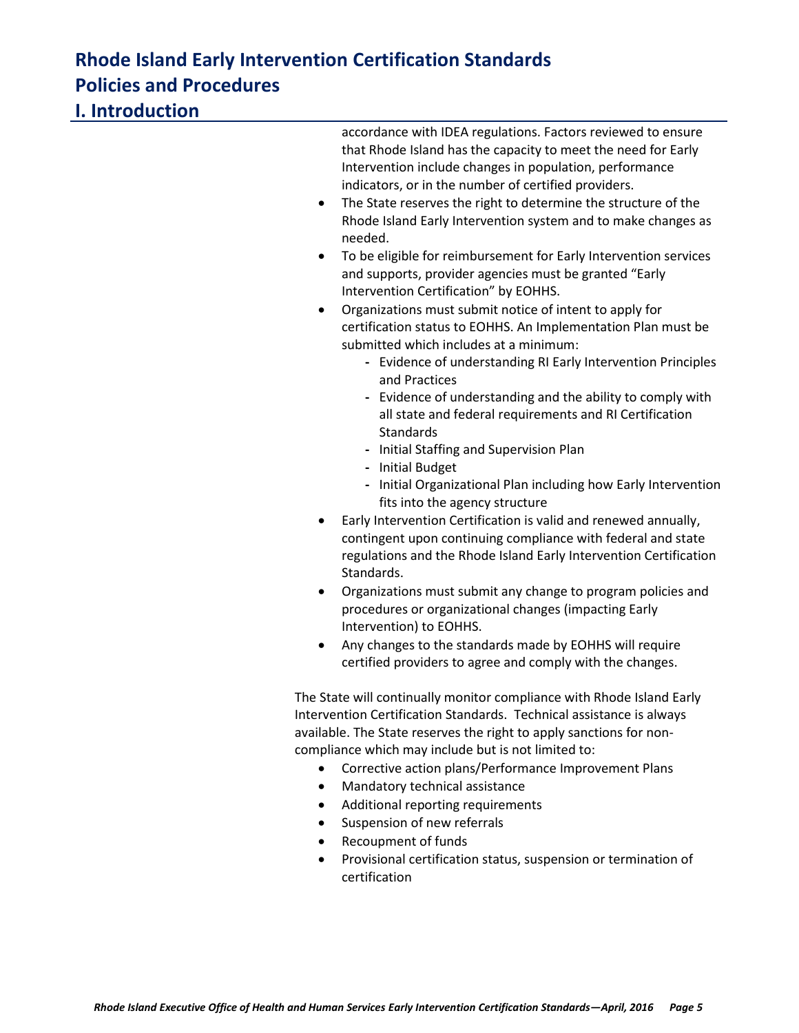accordance with IDEA regulations. Factors reviewed to ensure that Rhode Island has the capacity to meet the need for Early Intervention include changes in population, performance indicators, or in the number of certified providers.

- The State reserves the right to determine the structure of the Rhode Island Early Intervention system and to make changes as needed.
- To be eligible for reimbursement for Early Intervention services and supports, provider agencies must be granted "Early Intervention Certification" by EOHHS.
- Organizations must submit notice of intent to apply for certification status to EOHHS. An Implementation Plan must be submitted which includes at a minimum:
  - Evidence of understanding RI Early Intervention Principles and Practices
  - Evidence of understanding and the ability to comply with all state and federal requirements and RI Certification Standards
  - Initial Staffing and Supervision Plan
  - Initial Budget
  - Initial Organizational Plan including how Early Intervention fits into the agency structure
- Early Intervention Certification is valid and renewed annually, contingent upon continuing compliance with federal and state regulations and the Rhode Island Early Intervention Certification Standards.
- Organizations must submit any change to program policies and procedures or organizational changes (impacting Early Intervention) to EOHHS.
- Any changes to the standards made by EOHHS will require certified providers to agree and comply with the changes.

The State will continually monitor compliance with Rhode Island Early Intervention Certification Standards. Technical assistance is always available. The State reserves the right to apply sanctions for non-compliance which may include but is not limited to:

- Corrective action plans/Performance Improvement Plans
- Mandatory technical assistance
- Additional reporting requirements
- Suspension of new referrals
- Recoupment of funds
- Provisional certification status, suspension or termination of certification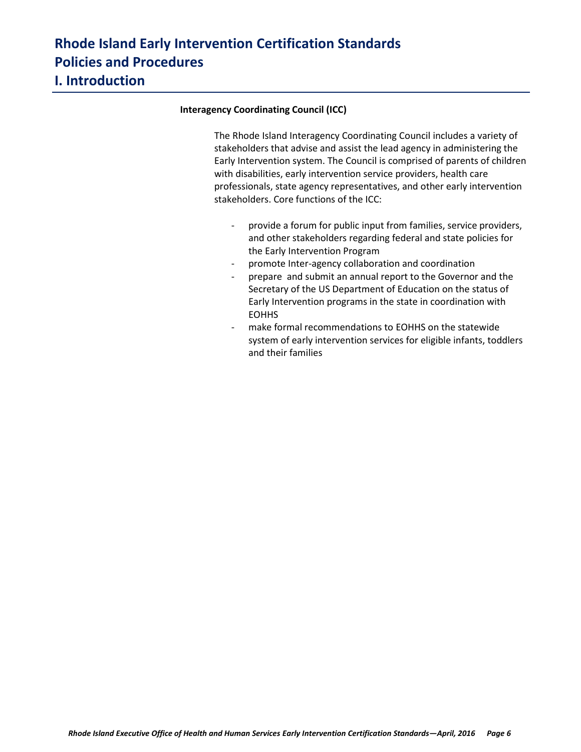# Rhode Island Early Intervention Certification Standards
# Policies and Procedures
# I. Introduction

**Interagency Coordinating Council (ICC)**

The Rhode Island Interagency Coordinating Council includes a variety of stakeholders that advise and assist the lead agency in administering the Early Intervention system. The Council is comprised of parents of children with disabilities, early intervention service providers, health care professionals, state agency representatives, and other early intervention stakeholders. Core functions of the ICC:

- provide a forum for public input from families, service providers, and other stakeholders regarding federal and state policies for the Early Intervention Program
- promote Inter-agency collaboration and coordination
- prepare and submit an annual report to the Governor and the Secretary of the US Department of Education on the status of Early Intervention programs in the state in coordination with EOHHS
- make formal recommendations to EOHHS on the statewide system of early intervention services for eligible infants, toddlers and their families